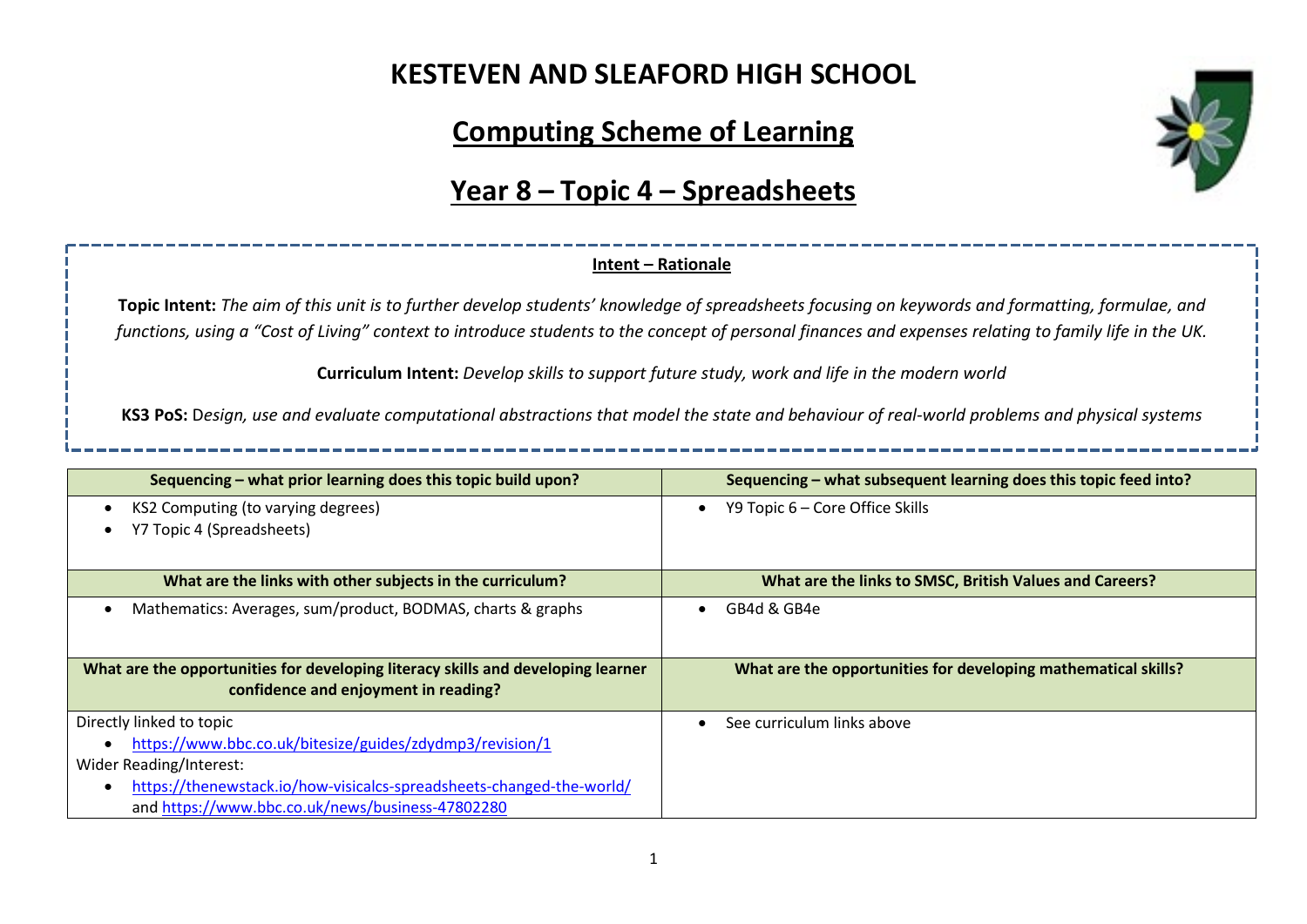# KESTEVEN AND SLEAFORD HIGH SCHOOL

## Computing Scheme of Learning

## Year 8 – Topic 4 – Spreadsheets

### Intent – Rationale

**Topic Intent:** *The aim of this unit is to further develop students' knowledge of spreadsheets focusing on keywords and formatting, formulae, and functions, using a "Cost of Living" context to introduce students to the concept of personal finances and expenses relating to family life in the UK.*

**Curriculum Intent:** *Develop skills to support future study, work and life in the modern world*

**KS3 PoS:** D*esign, use and evaluate computational abstractions that model the state and behaviour of real-world problems and physical systems*

| Sequencing – what prior learning does this topic build upon? | Sequencing – what subsequent learning does this topic feed into? |
| --- | --- |
| • KS2 Computing (to varying degrees)<br>• Y7 Topic 4 (Spreadsheets) | • Y9 Topic 6 – Core Office Skills |
| **What are the links with other subjects in the curriculum?** | **What are the links to SMSC, British Values and Careers?** |
| • Mathematics: Averages, sum/product, BODMAS, charts & graphs | • GB4d & GB4e |
| **What are the opportunities for developing literacy skills and developing learner confidence and enjoyment in reading?** | **What are the opportunities for developing mathematical skills?** |
| Directly linked to topic<br>• https://www.bbc.co.uk/bitesize/guides/zdydmp3/revision/1<br>Wider Reading/Interest:<br>• https://thenewstack.io/how-visicalcs-spreadsheets-changed-the-world/ and https://www.bbc.co.uk/news/business-47802280 | • See curriculum links above |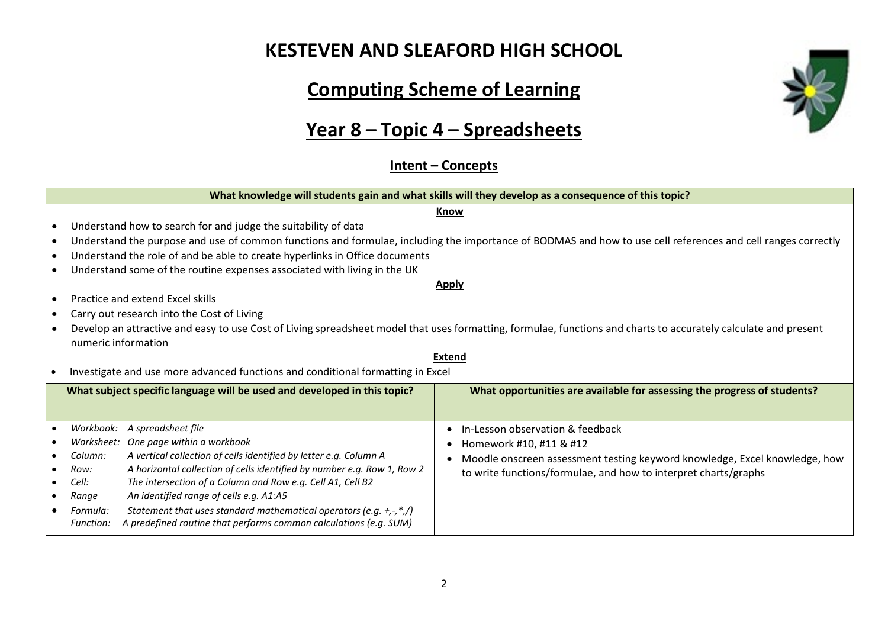# KESTEVEN AND SLEAFORD HIGH SCHOOL

## Computing Scheme of Learning

## Year 8 – Topic 4 – Spreadsheets

### Intent – Concepts

**What knowledge will students gain and what skills will they develop as a consequence of this topic?**

**Know**

- Understand how to search for and judge the suitability of data
- Understand the purpose and use of common functions and formulae, including the importance of BODMAS and how to use cell references and cell ranges correctly
- Understand the role of and be able to create hyperlinks in Office documents
- Understand some of the routine expenses associated with living in the UK

**Apply**

- Practice and extend Excel skills
- Carry out research into the Cost of Living
- Develop an attractive and easy to use Cost of Living spreadsheet model that uses formatting, formulae, functions and charts to accurately calculate and present numeric information

**Extend**

- Investigate and use more advanced functions and conditional formatting in Excel

| What subject specific language will be used and developed in this topic? | What opportunities are available for assessing the progress of students? |
|---|---|
| • *Workbook: A spreadsheet file*<br>• *Worksheet: One page within a workbook*<br>• *Column: A vertical collection of cells identified by letter e.g. Column A*<br>• *Row: A horizontal collection of cells identified by number e.g. Row 1, Row 2*<br>• *Cell: The intersection of a Column and Row e.g. Cell A1, Cell B2*<br>• *Range An identified range of cells e.g. A1:A5*<br>• *Formula: Statement that uses standard mathematical operators (e.g. +,-,*,/)*<br>*Function: A predefined routine that performs common calculations (e.g. SUM)* | • In-Lesson observation & feedback<br>• Homework #10, #11 & #12<br>• Moodle onscreen assessment testing keyword knowledge, Excel knowledge, how to write functions/formulae, and how to interpret charts/graphs |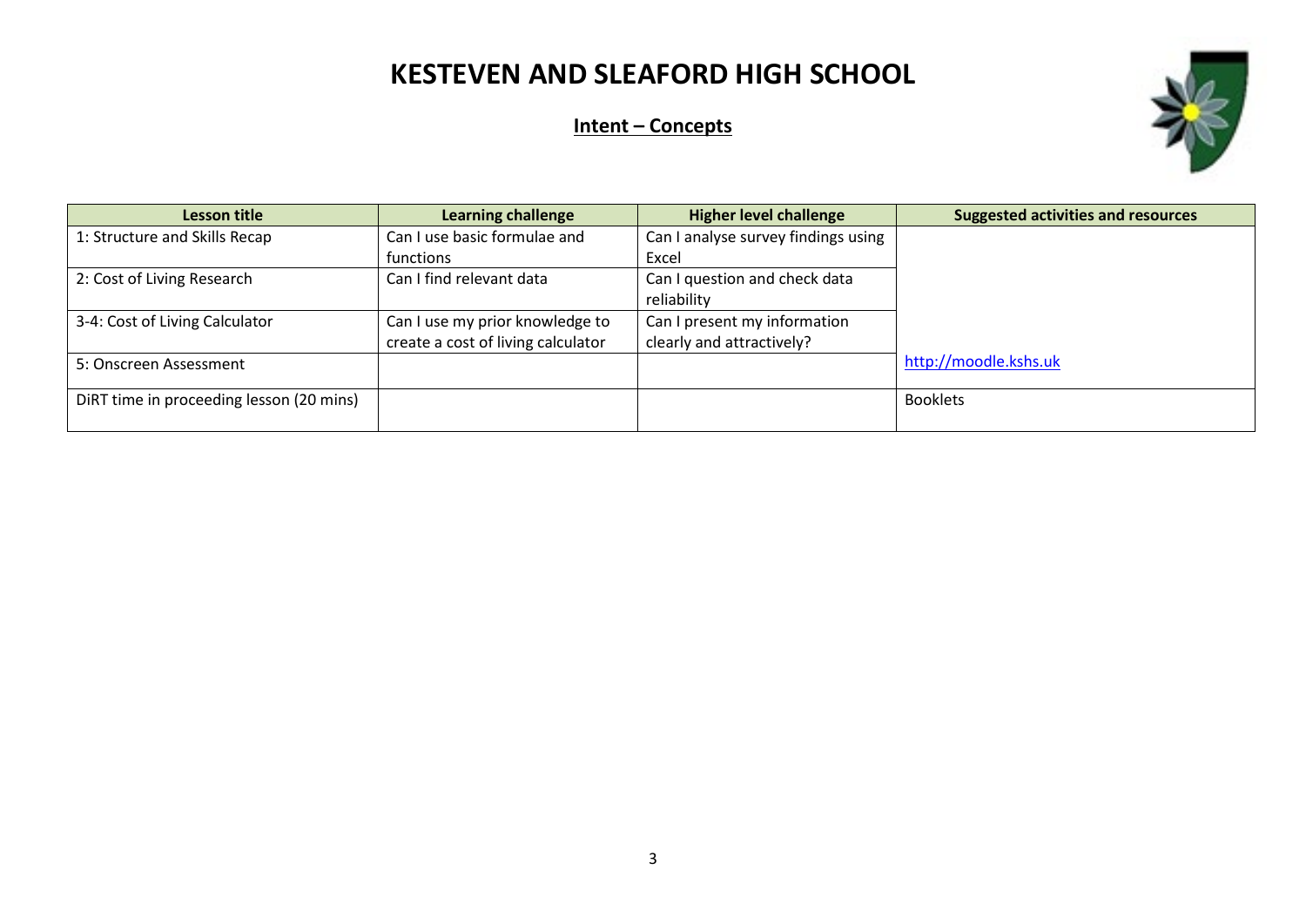# KESTEVEN AND SLEAFORD HIGH SCHOOL

## Intent – Concepts

| Lesson title | Learning challenge | Higher level challenge | Suggested activities and resources |
|---|---|---|---|
| 1: Structure and Skills Recap | Can I use basic formulae and functions | Can I analyse survey findings using Excel | |
| 2: Cost of Living Research | Can I find relevant data | Can I question and check data reliability | |
| 3-4: Cost of Living Calculator | Can I use my prior knowledge to create a cost of living calculator | Can I present my information clearly and attractively? | |
| 5: Onscreen Assessment | | | http://moodle.kshs.uk |
| DiRT time in proceeding lesson (20 mins) | | | Booklets |